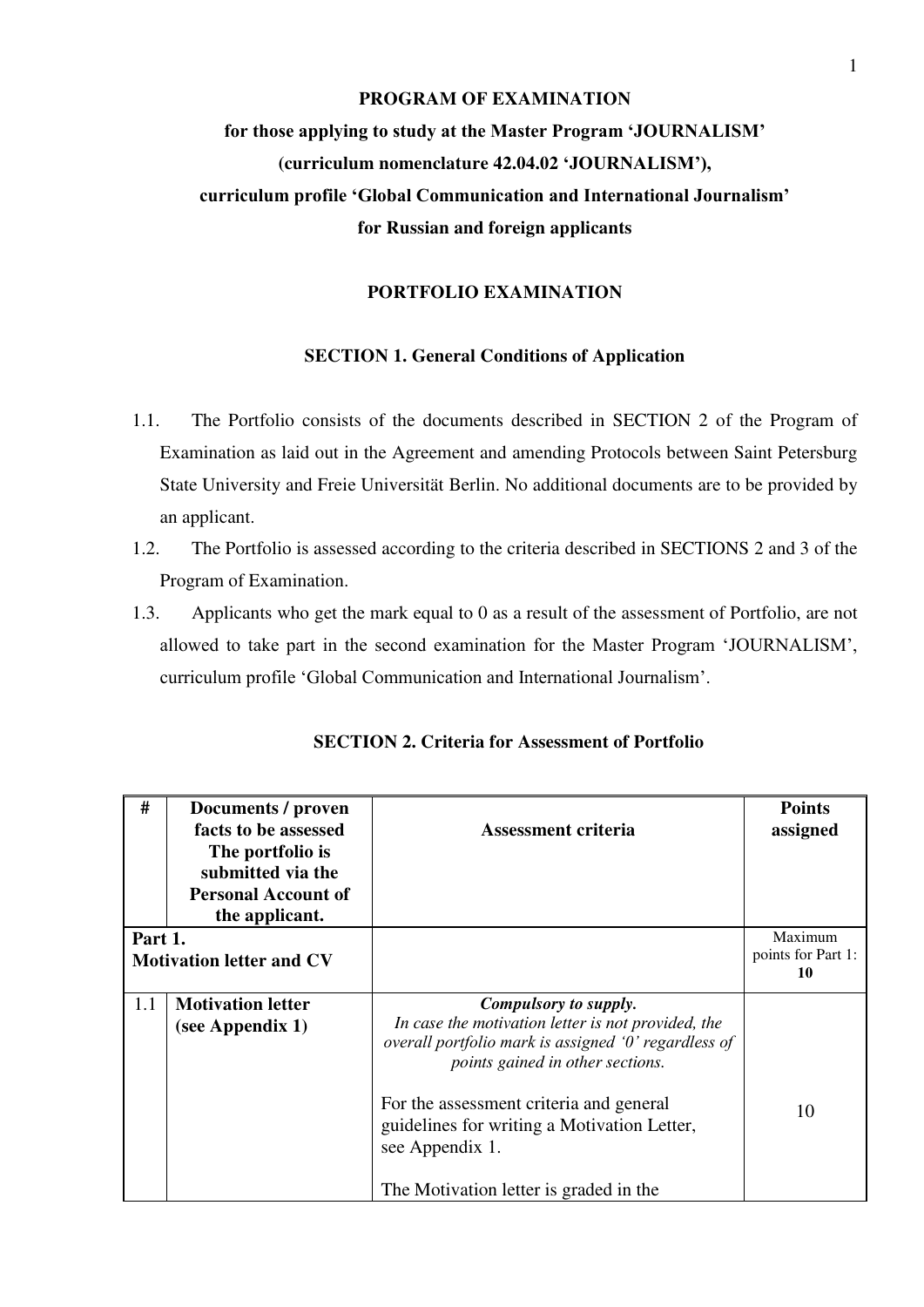**PROGRAM OF EXAMINATION**

**for those applying to study at the Master Program 'JOURNALISM'**

**(curriculum nomenclature 42.04.02 'JOURNALISM'),**

**curriculum profile 'Global Communication and International Journalism'**

**for Russian and foreign applicants**

## PORTFOLIO EXAMINATION

### SECTION 1. General Conditions of Application

1.1. The Portfolio consists of the documents described in SECTION 2 of the Program of Examination as laid out in the Agreement and amending Protocols between Saint Petersburg State University and Freie Universität Berlin. No additional documents are to be provided by an applicant.

1.2. The Portfolio is assessed according to the criteria described in SECTIONS 2 and 3 of the Program of Examination.

1.3. Applicants who get the mark equal to 0 as a result of the assessment of Portfolio, are not allowed to take part in the second examination for the Master Program 'JOURNALISM', curriculum profile 'Global Communication and International Journalism'.

### SECTION 2. Criteria for Assessment of Portfolio

| # | Documents / proven facts to be assessed The portfolio is submitted via the Personal Account of the applicant. | Assessment criteria | Points assigned |
|---|---|---|---|
| **Part 1. Motivation letter and CV** | | | Maximum points for Part 1: **10** |
| 1.1 | **Motivation letter (see Appendix 1)** | ***Compulsory to supply.*** *In case the motivation letter is not provided, the overall portfolio mark is assigned '0' regardless of points gained in other sections.* For the assessment criteria and general guidelines for writing a Motivation Letter, see Appendix 1. The Motivation letter is graded in the | 10 |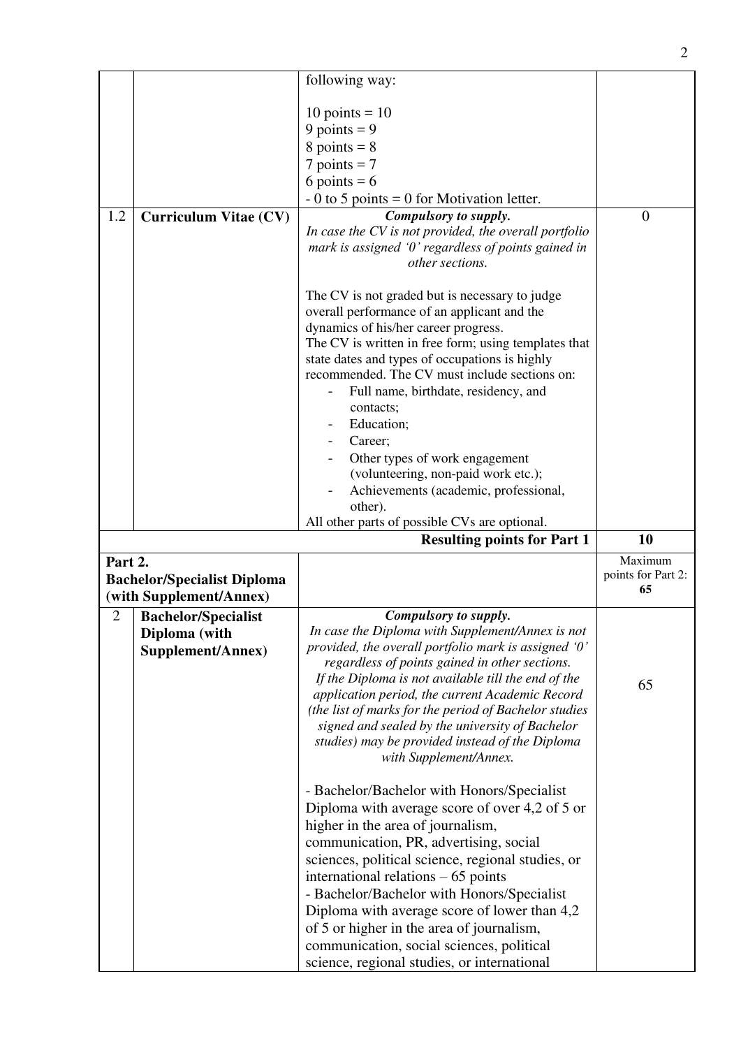| | | | |
|---|---|---|---|
| | | following way:<br><br>10 points = 10<br>9 points = 9<br>8 points = 8<br>7 points = 7<br>6 points = 6<br>- 0 to 5 points = 0 for Motivation letter. | |
| 1.2 | **Curriculum Vitae (CV)** | ***Compulsory to supply.***<br>*In case the CV is not provided, the overall portfolio mark is assigned '0' regardless of points gained in other sections.*<br><br>The CV is not graded but is necessary to judge overall performance of an applicant and the dynamics of his/her career progress.<br>The CV is written in free form; using templates that state dates and types of occupations is highly recommended. The CV must include sections on:<br>- Full name, birthdate, residency, and contacts;<br>- Education;<br>- Career;<br>- Other types of work engagement (volunteering, non-paid work etc.);<br>- Achievements (academic, professional, other).<br>All other parts of possible CVs are optional. | 0 |
| | | **Resulting points for Part 1** | **10** |
| **Part 2.<br>Bachelor/Specialist Diploma (with Supplement/Annex)** | | | Maximum points for Part 2: **65** |
| 2 | **Bachelor/Specialist Diploma (with Supplement/Annex)** | ***Compulsory to supply.***<br>*In case the Diploma with Supplement/Annex is not provided, the overall portfolio mark is assigned '0' regardless of points gained in other sections.*<br>*If the Diploma is not available till the end of the application period, the current Academic Record (the list of marks for the period of Bachelor studies signed and sealed by the university of Bachelor studies) may be provided instead of the Diploma with Supplement/Annex.*<br><br>- Bachelor/Bachelor with Honors/Specialist Diploma with average score of over 4,2 of 5 or higher in the area of journalism, communication, PR, advertising, social sciences, political science, regional studies, or international relations – 65 points<br>- Bachelor/Bachelor with Honors/Specialist Diploma with average score of lower than 4,2 of 5 or higher in the area of journalism, communication, social sciences, political science, regional studies, or international | 65 |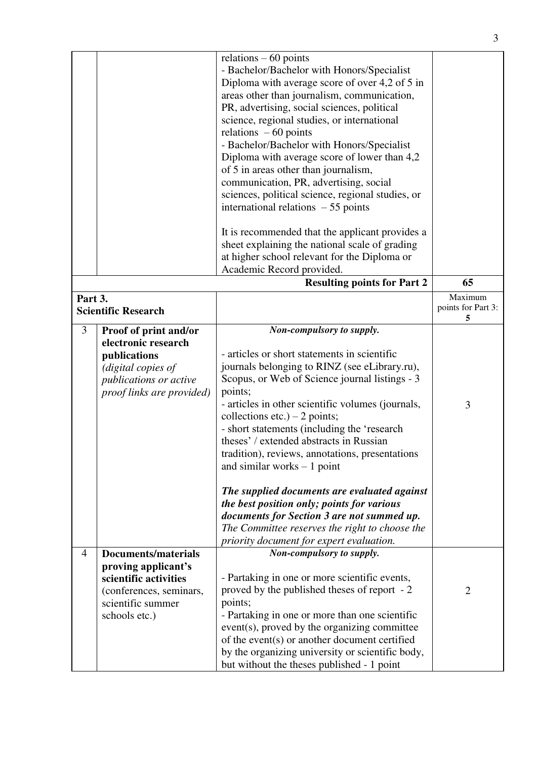| | | | |
|---|---|---|---|
| | | relations – 60 points<br>- Bachelor/Bachelor with Honors/Specialist Diploma with average score of over 4,2 of 5 in areas other than journalism, communication, PR, advertising, social sciences, political science, regional studies, or international relations – 60 points<br>- Bachelor/Bachelor with Honors/Specialist Diploma with average score of lower than 4,2 of 5 in areas other than journalism, communication, PR, advertising, social sciences, political science, regional studies, or international relations – 55 points<br><br>It is recommended that the applicant provides a sheet explaining the national scale of grading at higher school relevant for the Diploma or Academic Record provided. | |
| | | **Resulting points for Part 2** | **65** |
| **Part 3.<br>Scientific Research** | | | Maximum points for Part 3: **5** |
| 3 | **Proof of print and/or electronic research publications**<br>*(digital copies of publications or active proof links are provided)* | ***Non-compulsory to supply.***<br><br>- articles or short statements in scientific journals belonging to RINZ (see eLibrary.ru), Scopus, or Web of Science journal listings - 3 points;<br>- articles in other scientific volumes (journals, collections etc.) – 2 points;<br>- short statements (including the 'research theses' / extended abstracts in Russian tradition), reviews, annotations, presentations and similar works – 1 point<br><br>***The supplied documents are evaluated against the best position only; points for various documents for Section 3 are not summed up.***<br>*The Committee reserves the right to choose the priority document for expert evaluation.* | 3 |
| 4 | **Documents/materials proving applicant's scientific activities**<br>(conferences, seminars, scientific summer schools etc.) | ***Non-compulsory to supply.***<br><br>- Partaking in one or more scientific events, proved by the published theses of report - 2 points;<br>- Partaking in one or more than one scientific event(s), proved by the organizing committee of the event(s) or another document certified by the organizing university or scientific body, but without the theses published - 1 point | 2 |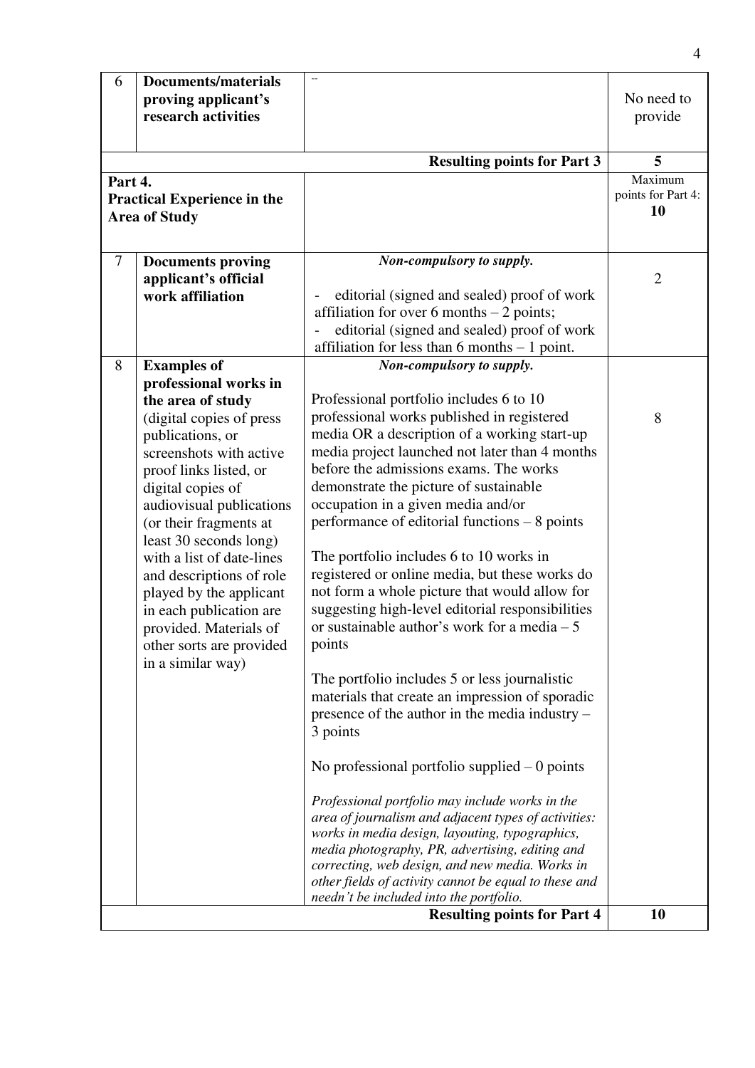| | | | |
|---|---|---|---|
| 6 | **Documents/materials proving applicant's research activities** | -- | No need to provide |
| | | **Resulting points for Part 3** | **5** |
| **Part 4. Practical Experience in the Area of Study** | | | Maximum points for Part 4: **10** |
| 7 | **Documents proving applicant's official work affiliation** | ***Non-compulsory to supply.*** <br> - editorial (signed and sealed) proof of work affiliation for over 6 months – 2 points; <br> - editorial (signed and sealed) proof of work affiliation for less than 6 months – 1 point. | 2 |
| 8 | **Examples of professional works in the area of study** (digital copies of press publications, or screenshots with active proof links listed, or digital copies of audiovisual publications (or their fragments at least 30 seconds long) with a list of date-lines and descriptions of role played by the applicant in each publication are provided. Materials of other sorts are provided in a similar way) | ***Non-compulsory to supply.*** <br><br> Professional portfolio includes 6 to 10 professional works published in registered media OR a description of a working start-up media project launched not later than 4 months before the admissions exams. The works demonstrate the picture of sustainable occupation in a given media and/or performance of editorial functions – 8 points <br><br> The portfolio includes 6 to 10 works in registered or online media, but these works do not form a whole picture that would allow for suggesting high-level editorial responsibilities or sustainable author's work for a media – 5 points <br><br> The portfolio includes 5 or less journalistic materials that create an impression of sporadic presence of the author in the media industry – 3 points <br><br> No professional portfolio supplied – 0 points <br><br> *Professional portfolio may include works in the area of journalism and adjacent types of activities: works in media design, layouting, typographics, media photography, PR, advertising, editing and correcting, web design, and new media. Works in other fields of activity cannot be equal to these and needn't be included into the portfolio.* | 8 |
| | | **Resulting points for Part 4** | **10** |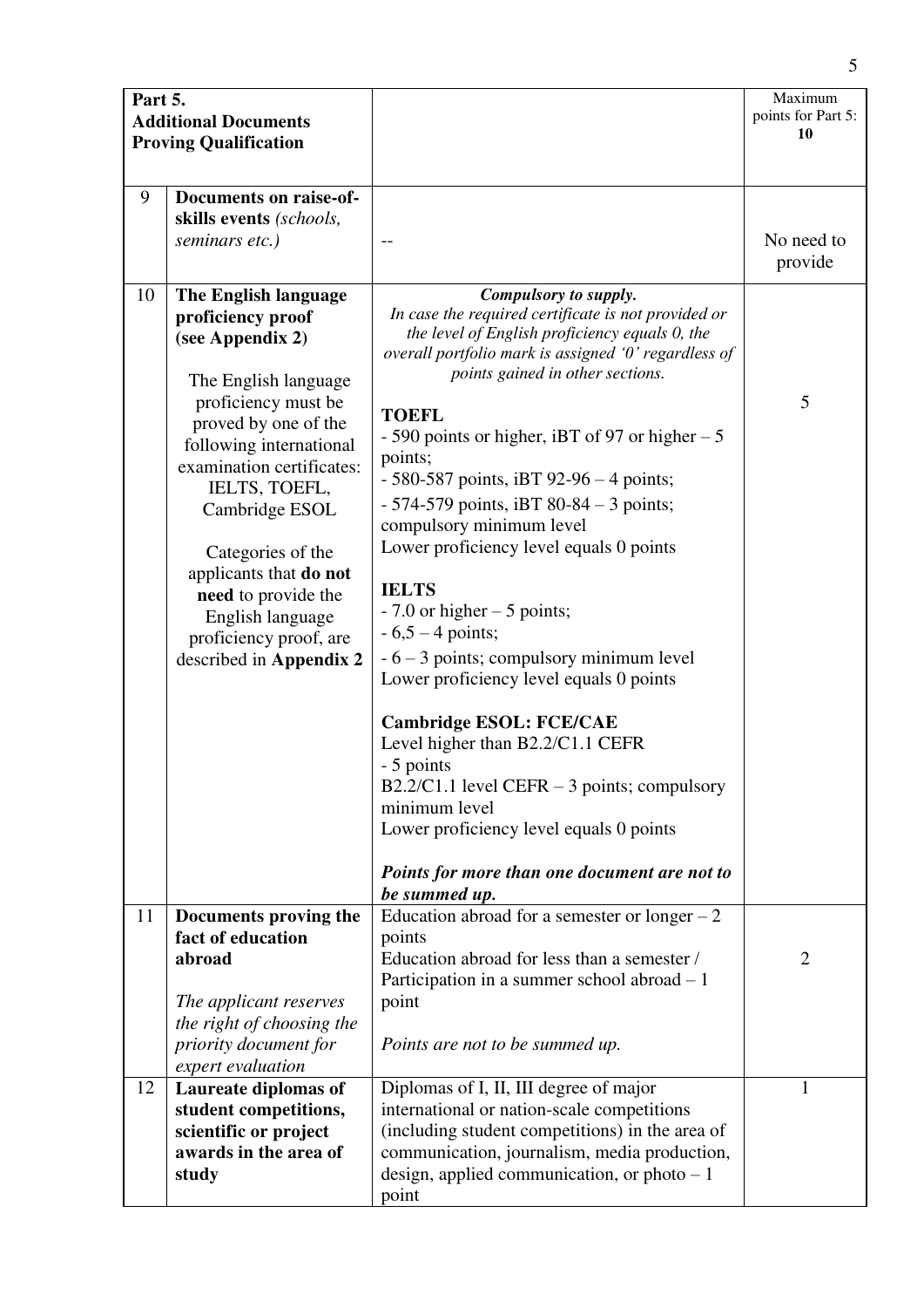| **Part 5.** **Additional Documents Proving Qualification** | | | Maximum points for Part 5: **10** |
|---|---|---|---|
| 9 | **Documents on raise-of-skills events** *(schools, seminars etc.)* | -- | No need to provide |
| 10 | **The English language proficiency proof (see Appendix 2)**<br><br>The English language proficiency must be proved by one of the following international examination certificates: IELTS, TOEFL, Cambridge ESOL<br><br>Categories of the applicants that **do not need** to provide the English language proficiency proof, are described in **Appendix 2** | ***Compulsory to supply.***<br>*In case the required certificate is not provided or the level of English proficiency equals 0, the overall portfolio mark is assigned '0' regardless of points gained in other sections.*<br><br>**TOEFL**<br>- 590 points or higher, iBT of 97 or higher – 5 points;<br>- 580-587 points, iBT 92-96 – 4 points;<br>- 574-579 points, iBT 80-84 – 3 points; compulsory minimum level<br>Lower proficiency level equals 0 points<br><br>**IELTS**<br>- 7.0 or higher – 5 points;<br>- 6,5 – 4 points;<br>- 6 – 3 points; compulsory minimum level<br>Lower proficiency level equals 0 points<br><br>**Cambridge ESOL: FCE/CAE**<br>Level higher than B2.2/C1.1 CEFR<br>- 5 points<br>B2.2/C1.1 level CEFR – 3 points; compulsory minimum level<br>Lower proficiency level equals 0 points<br><br>***Points for more than one document are not to be summed up.*** | 5 |
| 11 | **Documents proving the fact of education abroad**<br><br>*The applicant reserves the right of choosing the priority document for expert evaluation* | Education abroad for a semester or longer – 2 points<br>Education abroad for less than a semester / Participation in a summer school abroad – 1 point<br><br>*Points are not to be summed up.* | 2 |
| 12 | **Laureate diplomas of student competitions, scientific or project awards in the area of study** | Diplomas of I, II, III degree of major international or nation-scale competitions (including student competitions) in the area of communication, journalism, media production, design, applied communication, or photo – 1 point | 1 |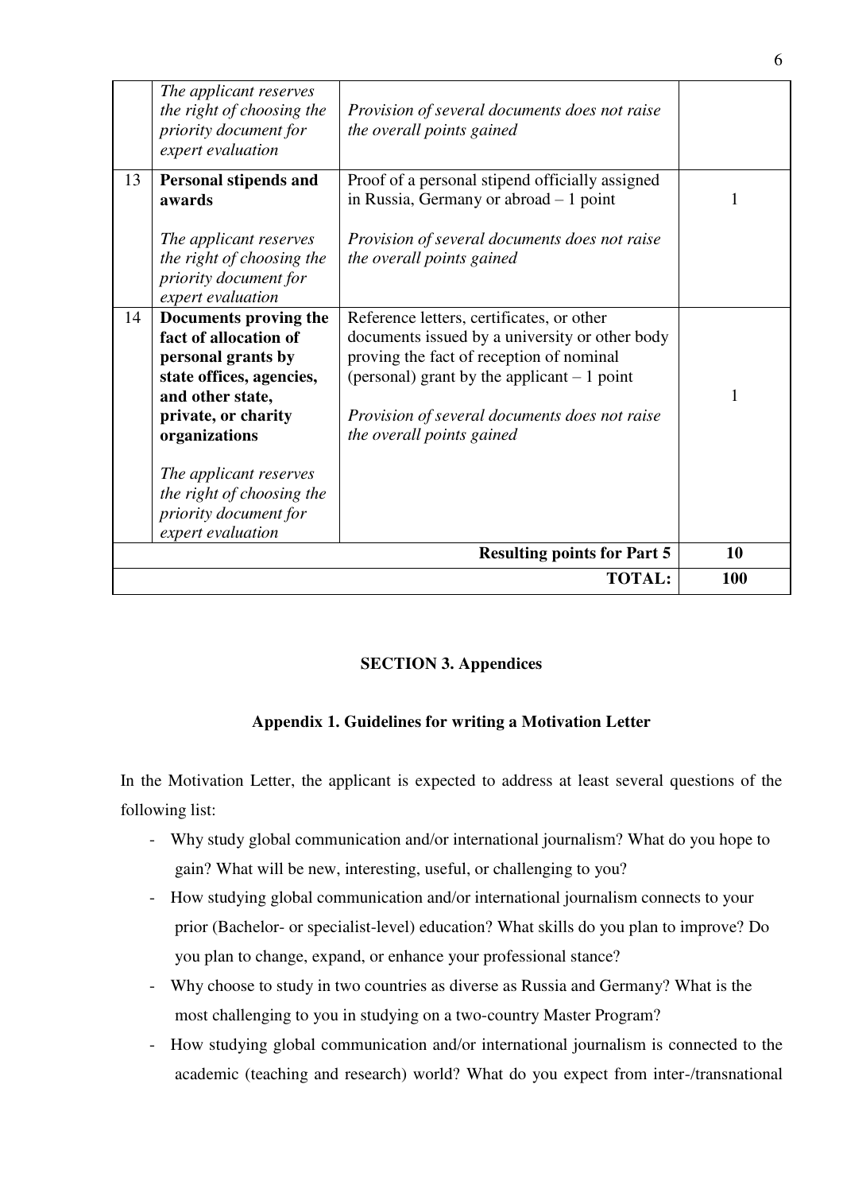| | | | |
|---|---|---|---|
| | *The applicant reserves the right of choosing the priority document for expert evaluation* | *Provision of several documents does not raise the overall points gained* | |
| 13 | **Personal stipends and awards**<br><br>*The applicant reserves the right of choosing the priority document for expert evaluation* | Proof of a personal stipend officially assigned in Russia, Germany or abroad – 1 point<br><br>*Provision of several documents does not raise the overall points gained* | 1 |
| 14 | **Documents proving the fact of allocation of personal grants by state offices, agencies, and other state, private, or charity organizations**<br><br>*The applicant reserves the right of choosing the priority document for expert evaluation* | Reference letters, certificates, or other documents issued by a university or other body proving the fact of reception of nominal (personal) grant by the applicant – 1 point<br><br>*Provision of several documents does not raise the overall points gained* | 1 |
| | | **Resulting points for Part 5** | **10** |
| | | **TOTAL:** | **100** |

## SECTION 3. Appendices

### Appendix 1. Guidelines for writing a Motivation Letter

In the Motivation Letter, the applicant is expected to address at least several questions of the following list:

- Why study global communication and/or international journalism? What do you hope to gain? What will be new, interesting, useful, or challenging to you?
- How studying global communication and/or international journalism connects to your prior (Bachelor- or specialist-level) education? What skills do you plan to improve? Do you plan to change, expand, or enhance your professional stance?
- Why choose to study in two countries as diverse as Russia and Germany? What is the most challenging to you in studying on a two-country Master Program?
- How studying global communication and/or international journalism is connected to the academic (teaching and research) world? What do you expect from inter-/transnational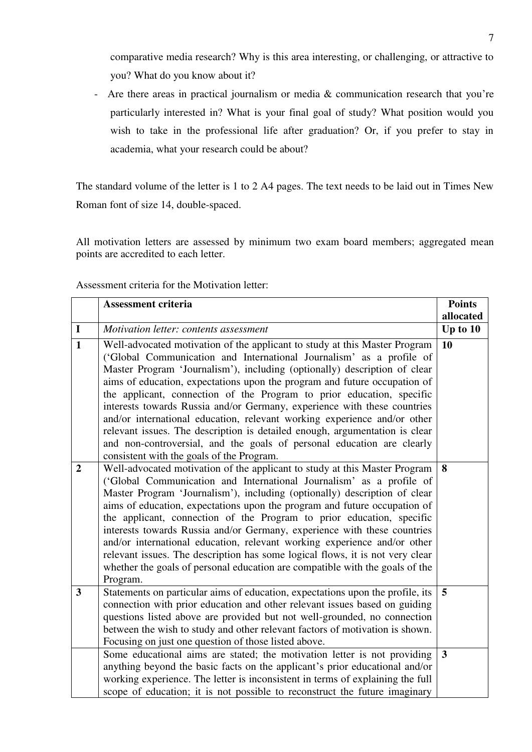comparative media research? Why is this area interesting, or challenging, or attractive to you? What do you know about it?

- Are there areas in practical journalism or media & communication research that you're particularly interested in? What is your final goal of study? What position would you wish to take in the professional life after graduation? Or, if you prefer to stay in academia, what your research could be about?

The standard volume of the letter is 1 to 2 A4 pages. The text needs to be laid out in Times New Roman font of size 14, double-spaced.

All motivation letters are assessed by minimum two exam board members; aggregated mean points are accredited to each letter.

Assessment criteria for the Motivation letter:

| | **Assessment criteria** | **Points allocated** |
|---|---|---|
| **I** | *Motivation letter: contents assessment* | **Up to 10** |
| **1** | Well-advocated motivation of the applicant to study at this Master Program ('Global Communication and International Journalism' as a profile of Master Program 'Journalism'), including (optionally) description of clear aims of education, expectations upon the program and future occupation of the applicant, connection of the Program to prior education, specific interests towards Russia and/or Germany, experience with these countries and/or international education, relevant working experience and/or other relevant issues. The description is detailed enough, argumentation is clear and non-controversial, and the goals of personal education are clearly consistent with the goals of the Program. | **10** |
| **2** | Well-advocated motivation of the applicant to study at this Master Program ('Global Communication and International Journalism' as a profile of Master Program 'Journalism'), including (optionally) description of clear aims of education, expectations upon the program and future occupation of the applicant, connection of the Program to prior education, specific interests towards Russia and/or Germany, experience with these countries and/or international education, relevant working experience and/or other relevant issues. The description has some logical flows, it is not very clear whether the goals of personal education are compatible with the goals of the Program. | **8** |
| **3** | Statements on particular aims of education, expectations upon the profile, its connection with prior education and other relevant issues based on guiding questions listed above are provided but not well-grounded, no connection between the wish to study and other relevant factors of motivation is shown. Focusing on just one question of those listed above. | **5** |
| | Some educational aims are stated; the motivation letter is not providing anything beyond the basic facts on the applicant's prior educational and/or working experience. The letter is inconsistent in terms of explaining the full scope of education; it is not possible to reconstruct the future imaginary | **3** |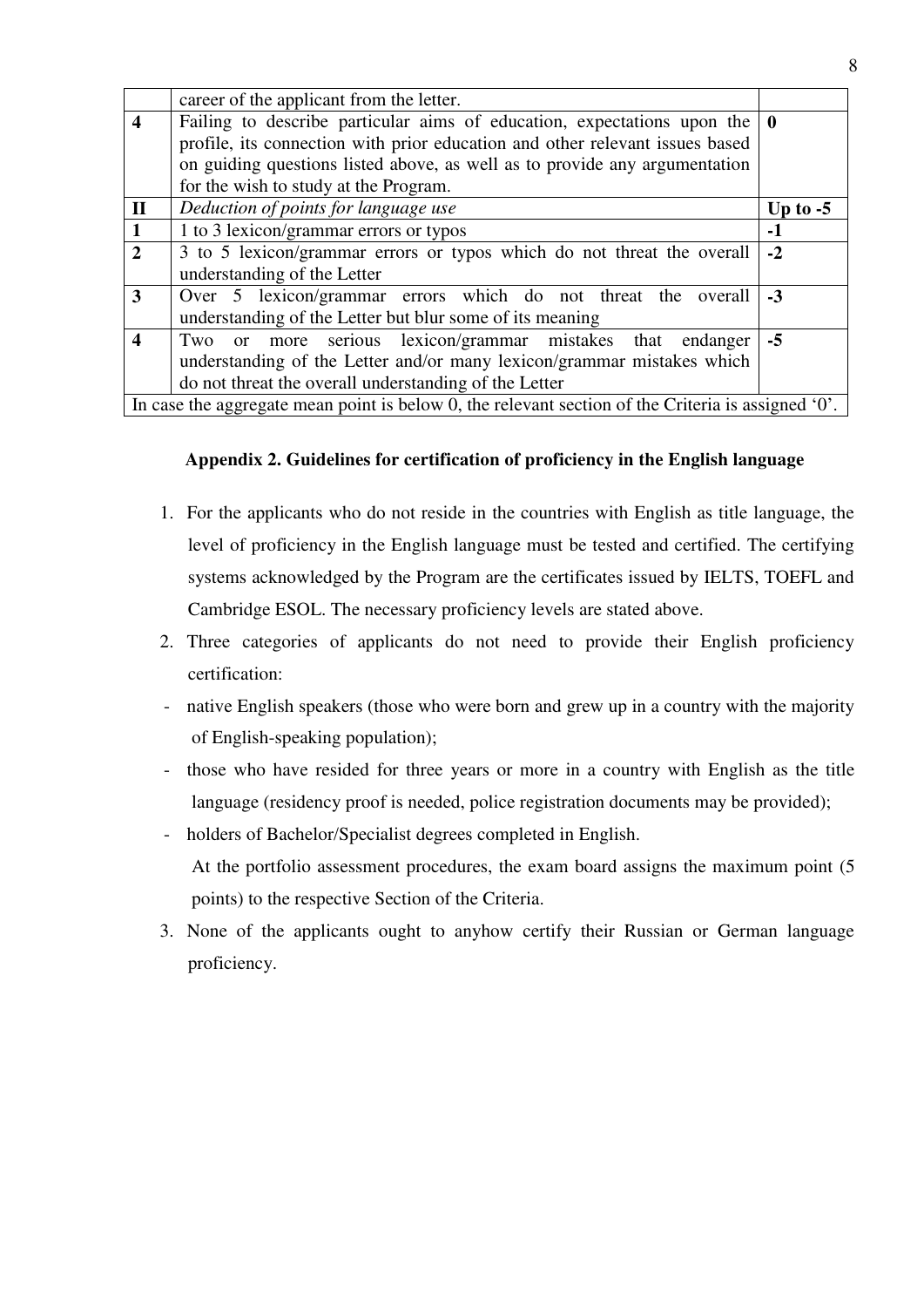| | | |
|---|---|---|
| | career of the applicant from the letter. | |
| **4** | Failing to describe particular aims of education, expectations upon the profile, its connection with prior education and other relevant issues based on guiding questions listed above, as well as to provide any argumentation for the wish to study at the Program. | **0** |
| **II** | *Deduction of points for language use* | **Up to -5** |
| **1** | 1 to 3 lexicon/grammar errors or typos | **-1** |
| **2** | 3 to 5 lexicon/grammar errors or typos which do not threat the overall understanding of the Letter | **-2** |
| **3** | Over 5 lexicon/grammar errors which do not threat the overall understanding of the Letter but blur some of its meaning | **-3** |
| **4** | Two or more serious lexicon/grammar mistakes that endanger understanding of the Letter and/or many lexicon/grammar mistakes which do not threat the overall understanding of the Letter | **-5** |
| In case the aggregate mean point is below 0, the relevant section of the Criteria is assigned '0'. | | |

## Appendix 2. Guidelines for certification of proficiency in the English language

1. For the applicants who do not reside in the countries with English as title language, the level of proficiency in the English language must be tested and certified. The certifying systems acknowledged by the Program are the certificates issued by IELTS, TOEFL and Cambridge ESOL. The necessary proficiency levels are stated above.
2. Three categories of applicants do not need to provide their English proficiency certification:
   - native English speakers (those who were born and grew up in a country with the majority of English-speaking population);
   - those who have resided for three years or more in a country with English as the title language (residency proof is needed, police registration documents may be provided);
   - holders of Bachelor/Specialist degrees completed in English.

   At the portfolio assessment procedures, the exam board assigns the maximum point (5 points) to the respective Section of the Criteria.
3. None of the applicants ought to anyhow certify their Russian or German language proficiency.